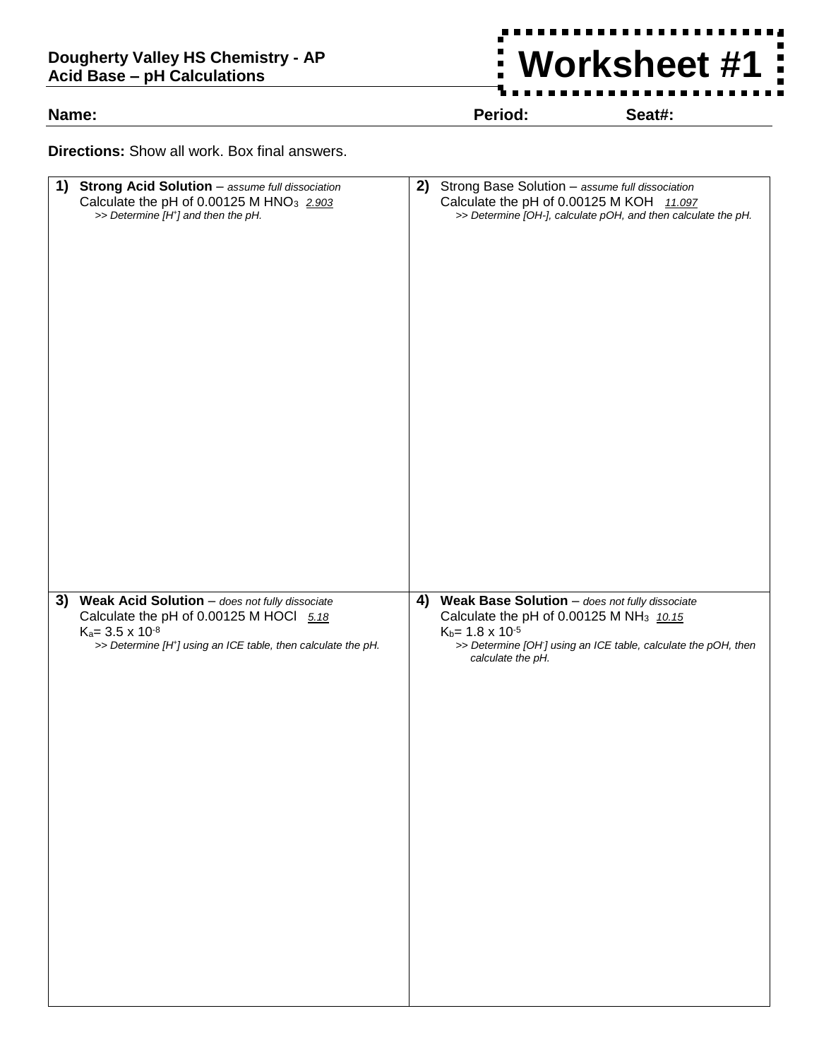**Dougherty Valley HS Chemistry - AP**
**Acid Base – pH Calculations**

# Worksheet #1

**Name:** **Period:** **Seat#:**

**Directions:** Show all work. Box final answers.

**1) Strong Acid Solution** – *assume full dissociation*
Calculate the pH of 0.00125 M $HNO_3$ *2.903*
*>> Determine [$H^+$] and then the pH.*

**2)** Strong Base Solution – *assume full dissociation*
Calculate the pH of 0.00125 M KOH *11.097*
*>> Determine [OH-], calculate pOH, and then calculate the pH.*

**3) Weak Acid Solution** – *does not fully dissociate*
Calculate the pH of 0.00125 M HOCl *5.18*
$K_a$= 3.5 x $10^{-8}$
*>> Determine [$H^+$] using an ICE table, then calculate the pH.*

**4) Weak Base Solution** – *does not fully dissociate*
Calculate the pH of 0.00125 M $NH_3$ *10.15*
$K_b$= 1.8 x $10^{-5}$
*>> Determine [$OH^-$] using an ICE table, calculate the pOH, then calculate the pH.*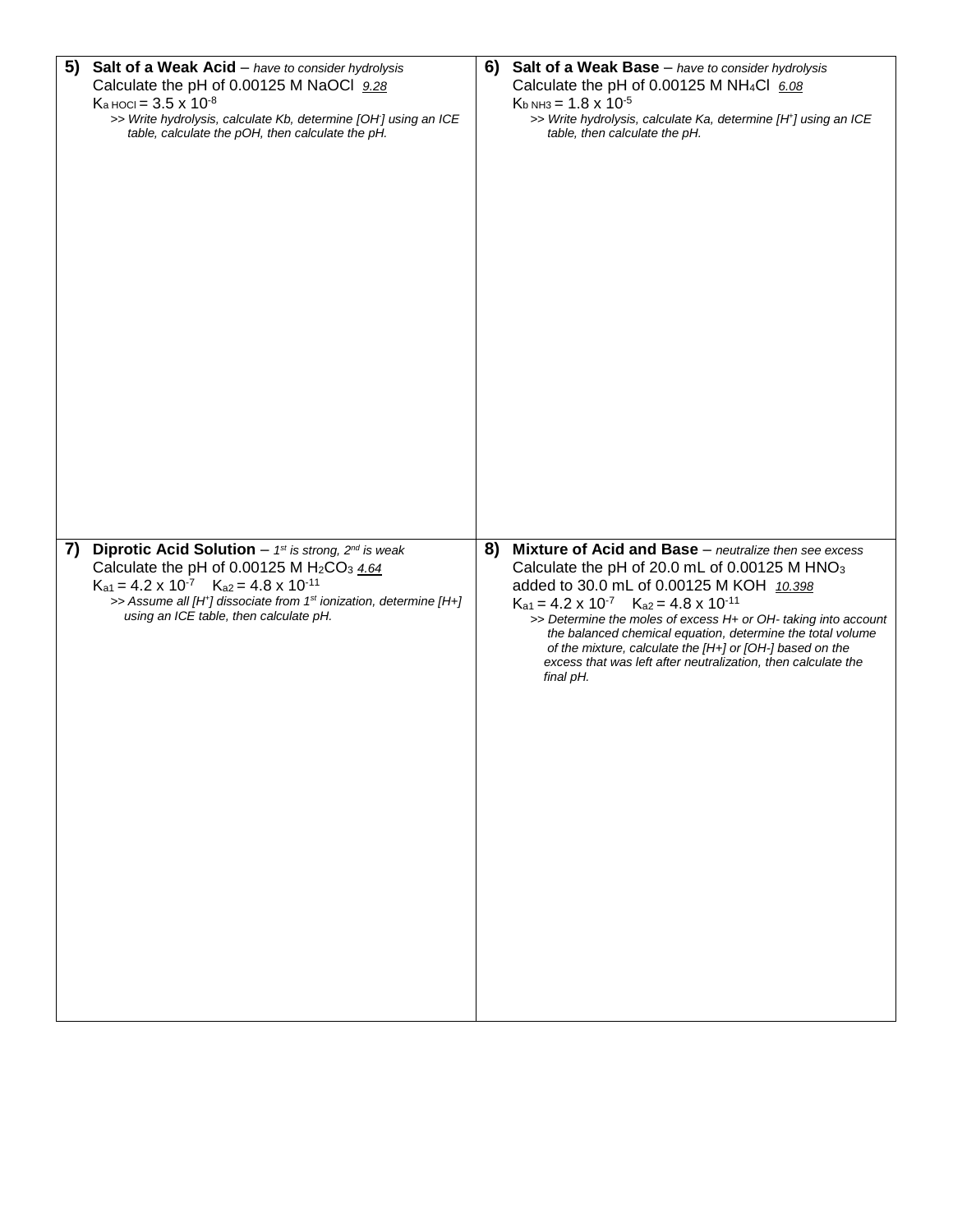**5) Salt of a Weak Acid** – *have to consider hydrolysis*

Calculate the pH of 0.00125 M NaOCl *9.28*

$K_{a\,HOCl} = 3.5 \times 10^{-8}$

*>> Write hydrolysis, calculate Kb, determine [OH-] using an ICE table, calculate the pOH, then calculate the pH.*

**6) Salt of a Weak Base** – *have to consider hydrolysis*

Calculate the pH of 0.00125 M $NH_4Cl$ *6.08*

$K_{b\,NH3} = 1.8 \times 10^{-5}$

*>> Write hydrolysis, calculate Ka, determine [H+] using an ICE table, then calculate the pH.*

**7) Diprotic Acid Solution** – *1st is strong, 2nd is weak*

Calculate the pH of 0.00125 M $H_2CO_3$ *4.64*

$K_{a1} = 4.2 \times 10^{-7}$ $K_{a2} = 4.8 \times 10^{-11}$

*>> Assume all [H+] dissociate from 1st ionization, determine [H+] using an ICE table, then calculate pH.*

**8) Mixture of Acid and Base** – *neutralize then see excess*

Calculate the pH of 20.0 mL of 0.00125 M $HNO_3$ added to 30.0 mL of 0.00125 M KOH *10.398*

$K_{a1} = 4.2 \times 10^{-7}$ $K_{a2} = 4.8 \times 10^{-11}$

*>> Determine the moles of excess H+ or OH- taking into account the balanced chemical equation, determine the total volume of the mixture, calculate the [H+] or [OH-] based on the excess that was left after neutralization, then calculate the final pH.*